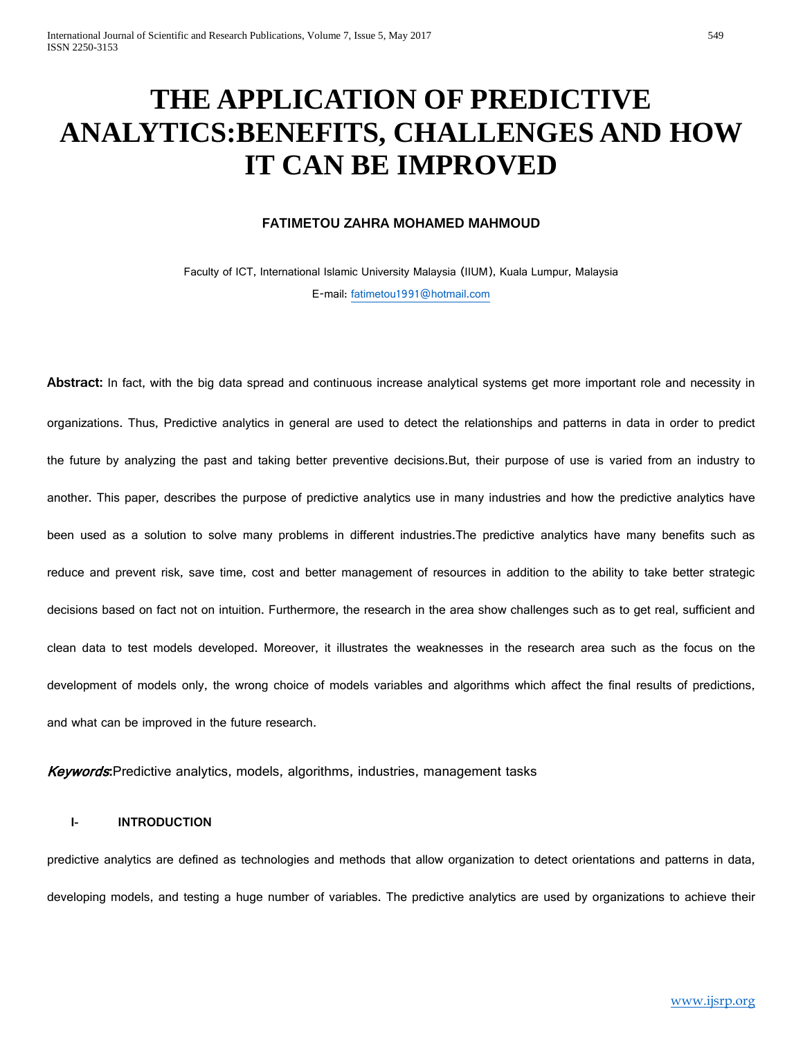# THE APPLICATION OF PREDICTIVE ANALYTICS:BENEFITS, CHALLENGES AND HOW IT CAN BE IMPROVED

**FATIMETOU ZAHRA MOHAMED MAHMOUD**

Faculty of ICT, International Islamic University Malaysia (IIUM), Kuala Lumpur, Malaysia

E-mail: fatimetou1991@hotmail.com

**Abstract:** In fact, with the big data spread and continuous increase analytical systems get more important role and necessity in organizations. Thus, Predictive analytics in general are used to detect the relationships and patterns in data in order to predict the future by analyzing the past and taking better preventive decisions.But, their purpose of use is varied from an industry to another. This paper, describes the purpose of predictive analytics use in many industries and how the predictive analytics have been used as a solution to solve many problems in different industries.The predictive analytics have many benefits such as reduce and prevent risk, save time, cost and better management of resources in addition to the ability to take better strategic decisions based on fact not on intuition. Furthermore, the research in the area show challenges such as to get real, sufficient and clean data to test models developed. Moreover, it illustrates the weaknesses in the research area such as the focus on the development of models only, the wrong choice of models variables and algorithms which affect the final results of predictions, and what can be improved in the future research.

***Keywords*:**Predictive analytics, models, algorithms, industries, management tasks

## I- INTRODUCTION

predictive analytics are defined as technologies and methods that allow organization to detect orientations and patterns in data, developing models, and testing a huge number of variables. The predictive analytics are used by organizations to achieve their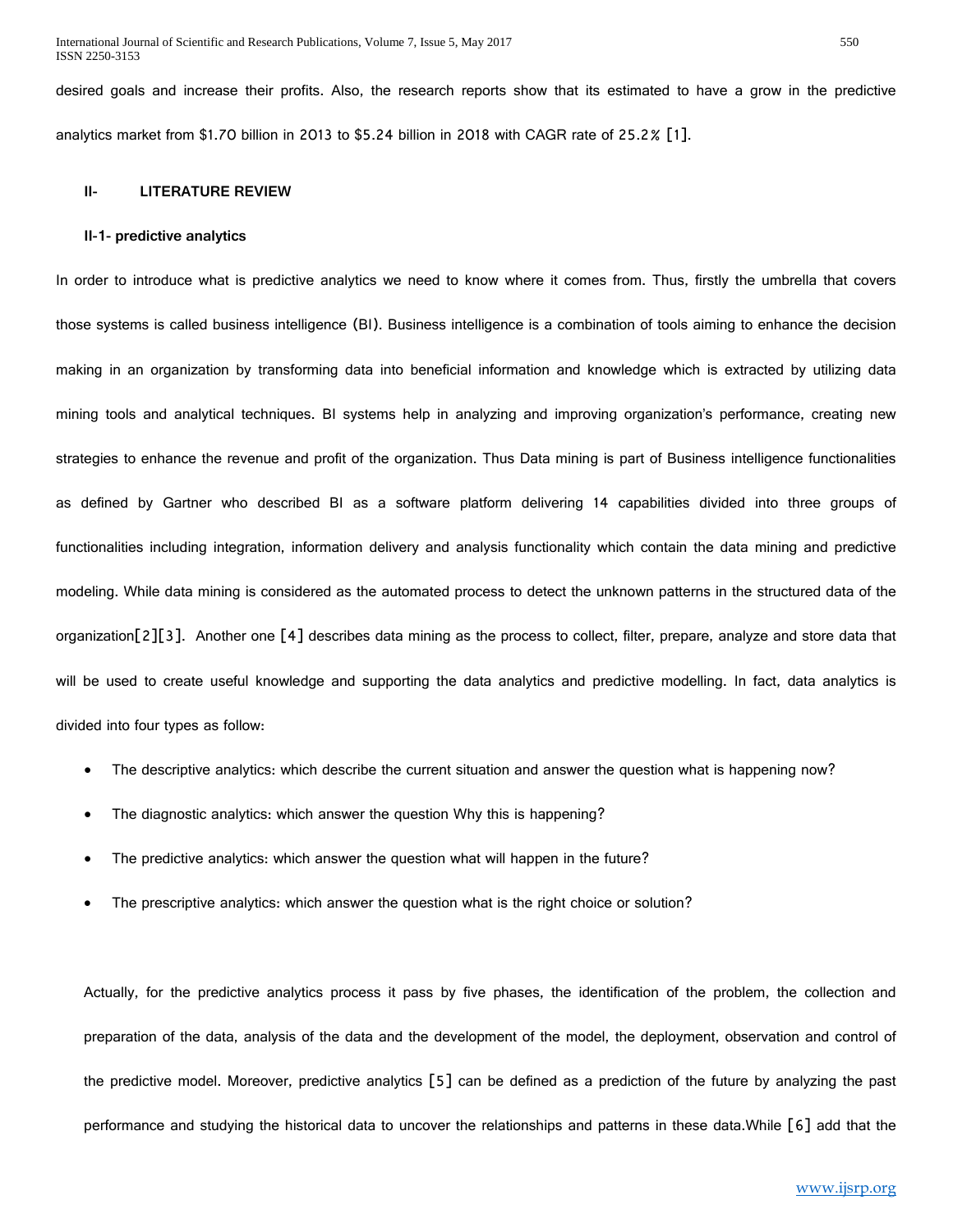desired goals and increase their profits. Also, the research reports show that its estimated to have a grow in the predictive analytics market from $1.70 billion in 2013 to $5.24 billion in 2018 with CAGR rate of 25.2% [1].

## II- LITERATURE REVIEW

### II-1- predictive analytics

In order to introduce what is predictive analytics we need to know where it comes from. Thus, firstly the umbrella that covers those systems is called business intelligence (BI). Business intelligence is a combination of tools aiming to enhance the decision making in an organization by transforming data into beneficial information and knowledge which is extracted by utilizing data mining tools and analytical techniques. BI systems help in analyzing and improving organization's performance, creating new strategies to enhance the revenue and profit of the organization. Thus Data mining is part of Business intelligence functionalities as defined by Gartner who described BI as a software platform delivering 14 capabilities divided into three groups of functionalities including integration, information delivery and analysis functionality which contain the data mining and predictive modeling. While data mining is considered as the automated process to detect the unknown patterns in the structured data of the organization[2][3]. Another one [4] describes data mining as the process to collect, filter, prepare, analyze and store data that will be used to create useful knowledge and supporting the data analytics and predictive modelling. In fact, data analytics is divided into four types as follow:

- The descriptive analytics: which describe the current situation and answer the question what is happening now?
- The diagnostic analytics: which answer the question Why this is happening?
- The predictive analytics: which answer the question what will happen in the future?
- The prescriptive analytics: which answer the question what is the right choice or solution?

Actually, for the predictive analytics process it pass by five phases, the identification of the problem, the collection and preparation of the data, analysis of the data and the development of the model, the deployment, observation and control of the predictive model. Moreover, predictive analytics [5] can be defined as a prediction of the future by analyzing the past performance and studying the historical data to uncover the relationships and patterns in these data.While [6] add that the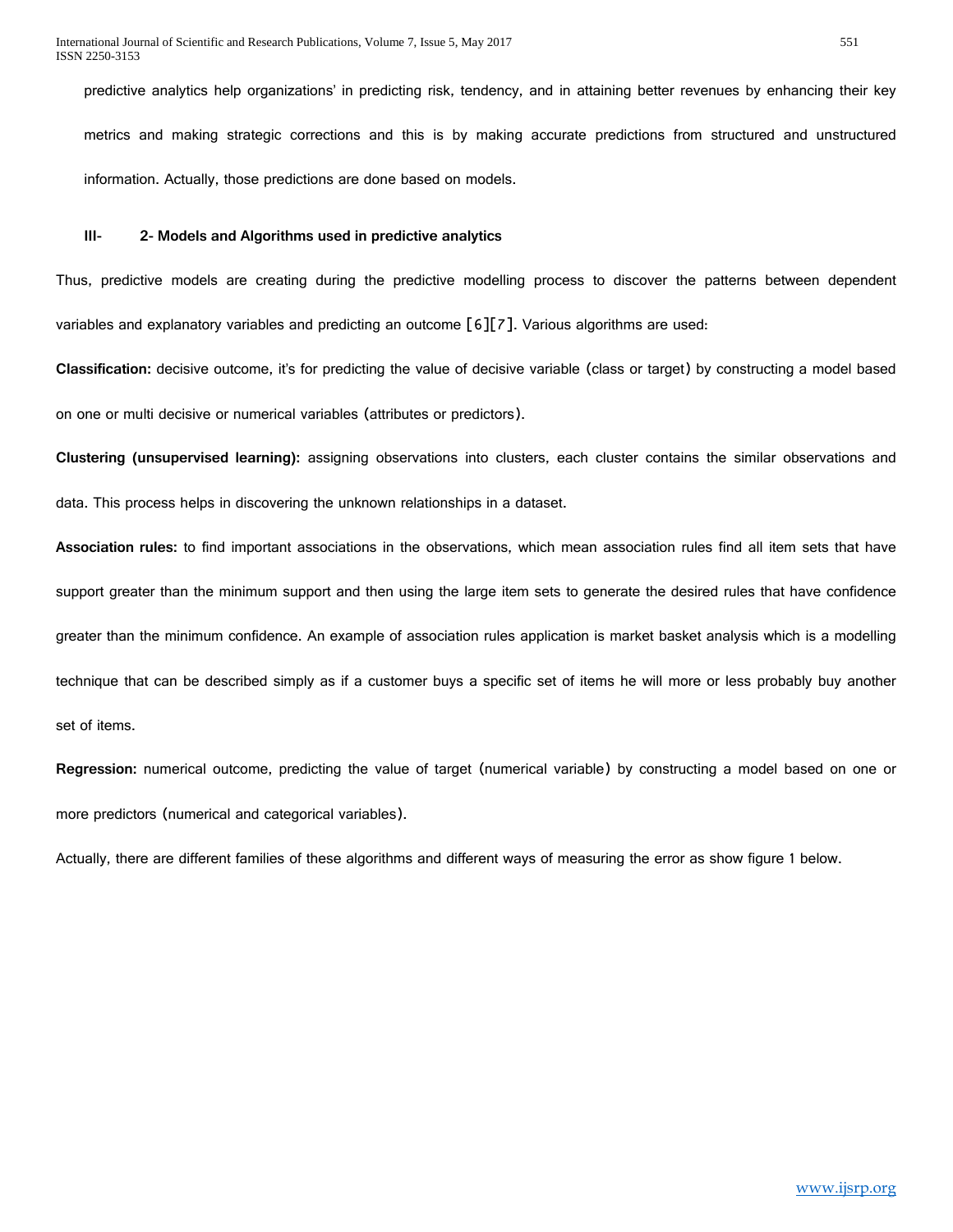predictive analytics help organizations' in predicting risk, tendency, and in attaining better revenues by enhancing their key metrics and making strategic corrections and this is by making accurate predictions from structured and unstructured information. Actually, those predictions are done based on models.

### III- 2- Models and Algorithms used in predictive analytics

Thus, predictive models are creating during the predictive modelling process to discover the patterns between dependent variables and explanatory variables and predicting an outcome [6][7]. Various algorithms are used:

**Classification:** decisive outcome, it's for predicting the value of decisive variable (class or target) by constructing a model based on one or multi decisive or numerical variables (attributes or predictors).

**Clustering (unsupervised learning):** assigning observations into clusters, each cluster contains the similar observations and data. This process helps in discovering the unknown relationships in a dataset.

**Association rules:** to find important associations in the observations, which mean association rules find all item sets that have support greater than the minimum support and then using the large item sets to generate the desired rules that have confidence greater than the minimum confidence. An example of association rules application is market basket analysis which is a modelling technique that can be described simply as if a customer buys a specific set of items he will more or less probably buy another set of items.

**Regression:** numerical outcome, predicting the value of target (numerical variable) by constructing a model based on one or more predictors (numerical and categorical variables).

Actually, there are different families of these algorithms and different ways of measuring the error as show figure 1 below.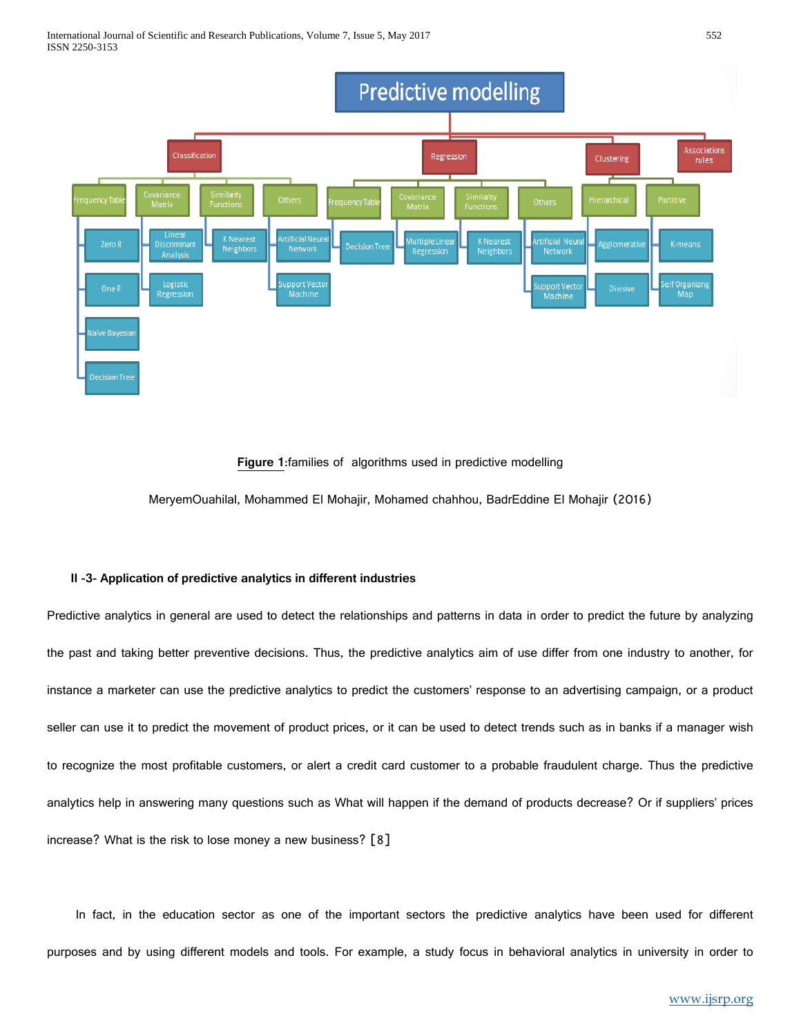Figure 1:families of algorithms used in predictive modelling

MeryemOuahilal, Mohammed El Mohajir, Mohamed chahhou, BadrEddine El Mohajir (2016)

### II -3- Application of predictive analytics in different industries

Predictive analytics in general are used to detect the relationships and patterns in data in order to predict the future by analyzing the past and taking better preventive decisions. Thus, the predictive analytics aim of use differ from one industry to another, for instance a marketer can use the predictive analytics to predict the customers' response to an advertising campaign, or a product seller can use it to predict the movement of product prices, or it can be used to detect trends such as in banks if a manager wish to recognize the most profitable customers, or alert a credit card customer to a probable fraudulent charge. Thus the predictive analytics help in answering many questions such as What will happen if the demand of products decrease? Or if suppliers' prices increase? What is the risk to lose money a new business? [8]

In fact, in the education sector as one of the important sectors the predictive analytics have been used for different purposes and by using different models and tools. For example, a study focus in behavioral analytics in university in order to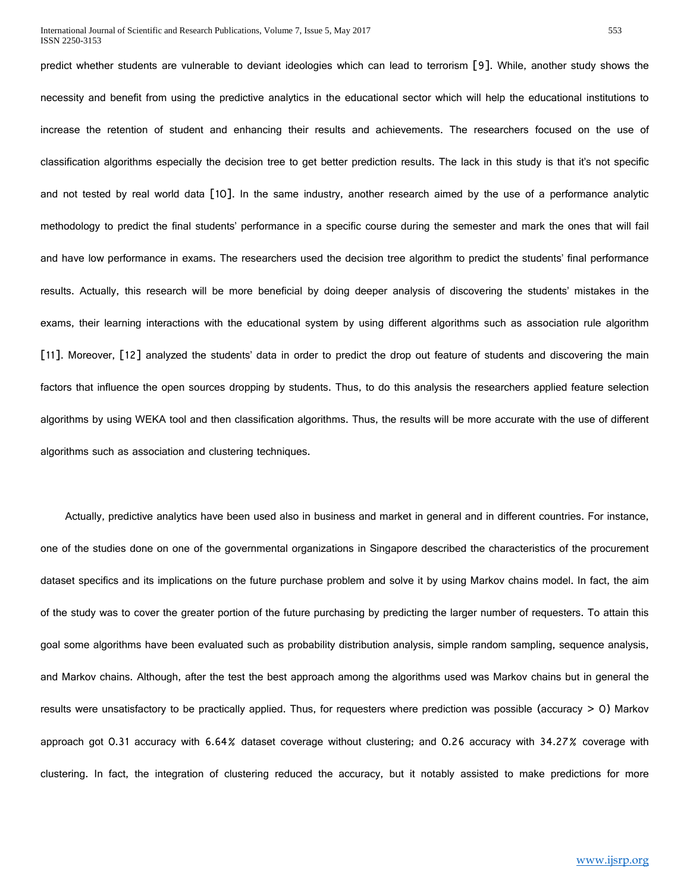predict whether students are vulnerable to deviant ideologies which can lead to terrorism [9]. While, another study shows the necessity and benefit from using the predictive analytics in the educational sector which will help the educational institutions to increase the retention of student and enhancing their results and achievements. The researchers focused on the use of classification algorithms especially the decision tree to get better prediction results. The lack in this study is that it's not specific and not tested by real world data [10]. In the same industry, another research aimed by the use of a performance analytic methodology to predict the final students' performance in a specific course during the semester and mark the ones that will fail and have low performance in exams. The researchers used the decision tree algorithm to predict the students' final performance results. Actually, this research will be more beneficial by doing deeper analysis of discovering the students' mistakes in the exams, their learning interactions with the educational system by using different algorithms such as association rule algorithm [11]. Moreover, [12] analyzed the students' data in order to predict the drop out feature of students and discovering the main factors that influence the open sources dropping by students. Thus, to do this analysis the researchers applied feature selection algorithms by using WEKA tool and then classification algorithms. Thus, the results will be more accurate with the use of different algorithms such as association and clustering techniques.

Actually, predictive analytics have been used also in business and market in general and in different countries. For instance, one of the studies done on one of the governmental organizations in Singapore described the characteristics of the procurement dataset specifics and its implications on the future purchase problem and solve it by using Markov chains model. In fact, the aim of the study was to cover the greater portion of the future purchasing by predicting the larger number of requesters. To attain this goal some algorithms have been evaluated such as probability distribution analysis, simple random sampling, sequence analysis, and Markov chains. Although, after the test the best approach among the algorithms used was Markov chains but in general the results were unsatisfactory to be practically applied. Thus, for requesters where prediction was possible (accuracy > 0) Markov approach got 0.31 accuracy with 6.64% dataset coverage without clustering; and 0.26 accuracy with 34.27% coverage with clustering. In fact, the integration of clustering reduced the accuracy, but it notably assisted to make predictions for more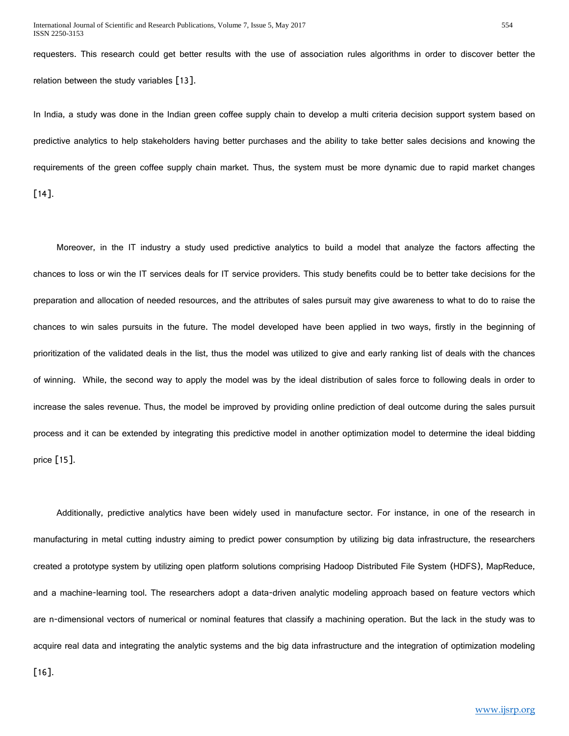requesters. This research could get better results with the use of association rules algorithms in order to discover better the relation between the study variables [13].

In India, a study was done in the Indian green coffee supply chain to develop a multi criteria decision support system based on predictive analytics to help stakeholders having better purchases and the ability to take better sales decisions and knowing the requirements of the green coffee supply chain market. Thus, the system must be more dynamic due to rapid market changes [14].

Moreover, in the IT industry a study used predictive analytics to build a model that analyze the factors affecting the chances to loss or win the IT services deals for IT service providers. This study benefits could be to better take decisions for the preparation and allocation of needed resources, and the attributes of sales pursuit may give awareness to what to do to raise the chances to win sales pursuits in the future. The model developed have been applied in two ways, firstly in the beginning of prioritization of the validated deals in the list, thus the model was utilized to give and early ranking list of deals with the chances of winning. While, the second way to apply the model was by the ideal distribution of sales force to following deals in order to increase the sales revenue. Thus, the model be improved by providing online prediction of deal outcome during the sales pursuit process and it can be extended by integrating this predictive model in another optimization model to determine the ideal bidding price [15].

Additionally, predictive analytics have been widely used in manufacture sector. For instance, in one of the research in manufacturing in metal cutting industry aiming to predict power consumption by utilizing big data infrastructure, the researchers created a prototype system by utilizing open platform solutions comprising Hadoop Distributed File System (HDFS), MapReduce, and a machine-learning tool. The researchers adopt a data-driven analytic modeling approach based on feature vectors which are n-dimensional vectors of numerical or nominal features that classify a machining operation. But the lack in the study was to acquire real data and integrating the analytic systems and the big data infrastructure and the integration of optimization modeling [16].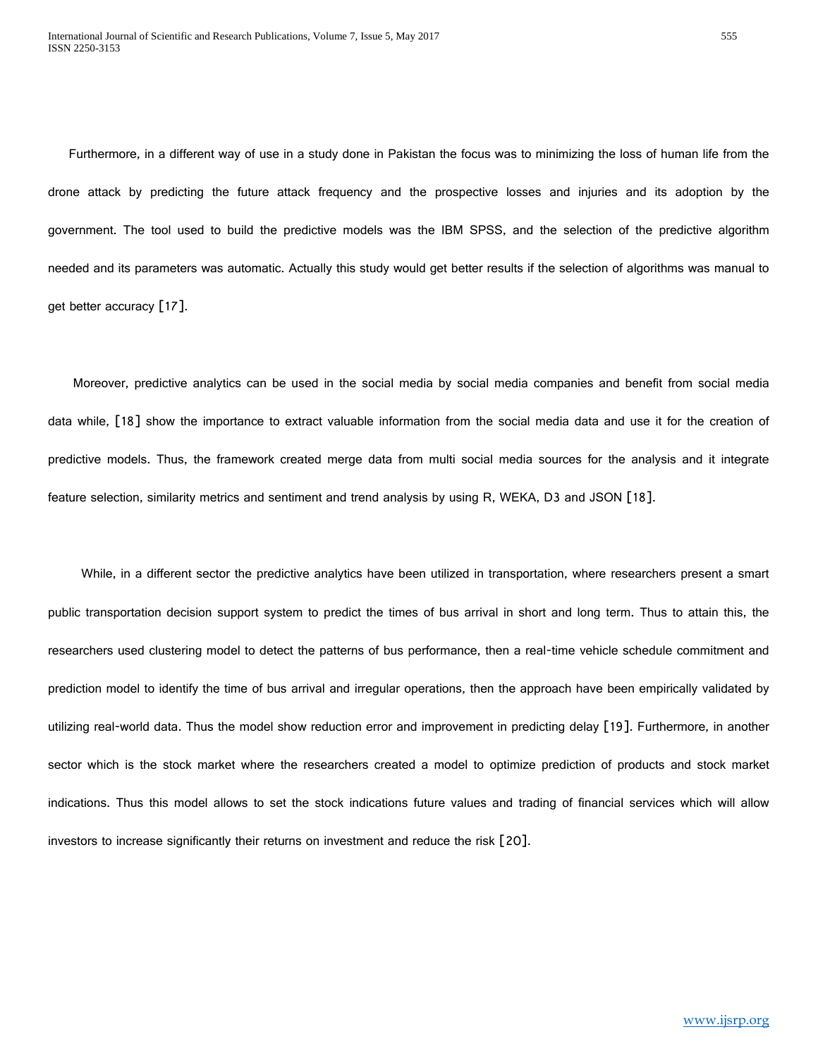Furthermore, in a different way of use in a study done in Pakistan the focus was to minimizing the loss of human life from the drone attack by predicting the future attack frequency and the prospective losses and injuries and its adoption by the government. The tool used to build the predictive models was the IBM SPSS, and the selection of the predictive algorithm needed and its parameters was automatic. Actually this study would get better results if the selection of algorithms was manual to get better accuracy [17].

Moreover, predictive analytics can be used in the social media by social media companies and benefit from social media data while, [18] show the importance to extract valuable information from the social media data and use it for the creation of predictive models. Thus, the framework created merge data from multi social media sources for the analysis and it integrate feature selection, similarity metrics and sentiment and trend analysis by using R, WEKA, D3 and JSON [18].

While, in a different sector the predictive analytics have been utilized in transportation, where researchers present a smart public transportation decision support system to predict the times of bus arrival in short and long term. Thus to attain this, the researchers used clustering model to detect the patterns of bus performance, then a real-time vehicle schedule commitment and prediction model to identify the time of bus arrival and irregular operations, then the approach have been empirically validated by utilizing real-world data. Thus the model show reduction error and improvement in predicting delay [19]. Furthermore, in another sector which is the stock market where the researchers created a model to optimize prediction of products and stock market indications. Thus this model allows to set the stock indications future values and trading of financial services which will allow investors to increase significantly their returns on investment and reduce the risk [20].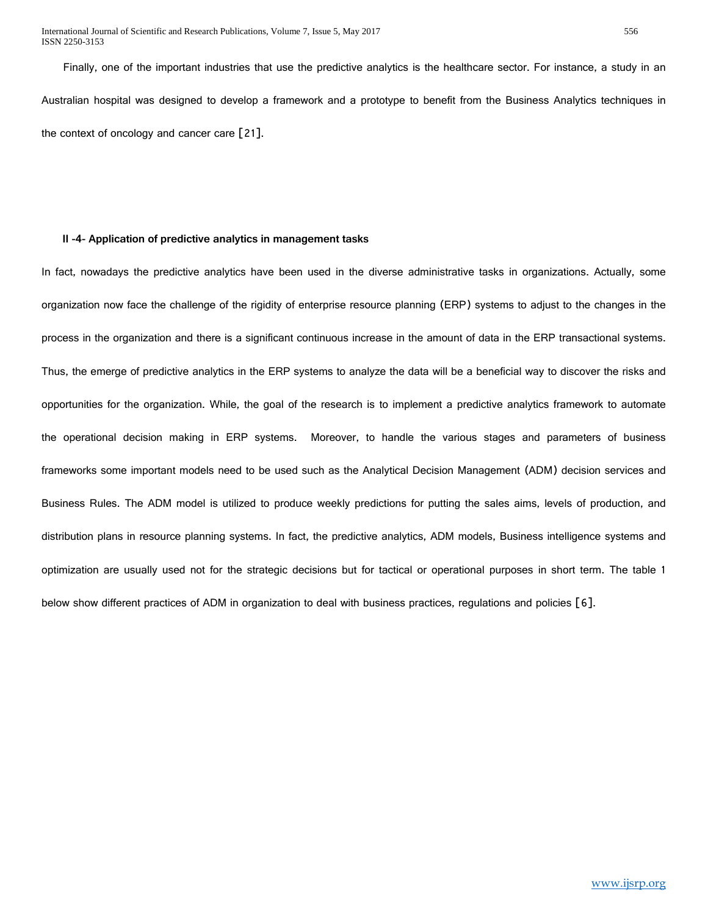Finally, one of the important industries that use the predictive analytics is the healthcare sector. For instance, a study in an Australian hospital was designed to develop a framework and a prototype to benefit from the Business Analytics techniques in the context of oncology and cancer care [21].

### II -4- Application of predictive analytics in management tasks

In fact, nowadays the predictive analytics have been used in the diverse administrative tasks in organizations. Actually, some organization now face the challenge of the rigidity of enterprise resource planning (ERP) systems to adjust to the changes in the process in the organization and there is a significant continuous increase in the amount of data in the ERP transactional systems. Thus, the emerge of predictive analytics in the ERP systems to analyze the data will be a beneficial way to discover the risks and opportunities for the organization. While, the goal of the research is to implement a predictive analytics framework to automate the operational decision making in ERP systems. Moreover, to handle the various stages and parameters of business frameworks some important models need to be used such as the Analytical Decision Management (ADM) decision services and Business Rules. The ADM model is utilized to produce weekly predictions for putting the sales aims, levels of production, and distribution plans in resource planning systems. In fact, the predictive analytics, ADM models, Business intelligence systems and optimization are usually used not for the strategic decisions but for tactical or operational purposes in short term. The table 1 below show different practices of ADM in organization to deal with business practices, regulations and policies [6].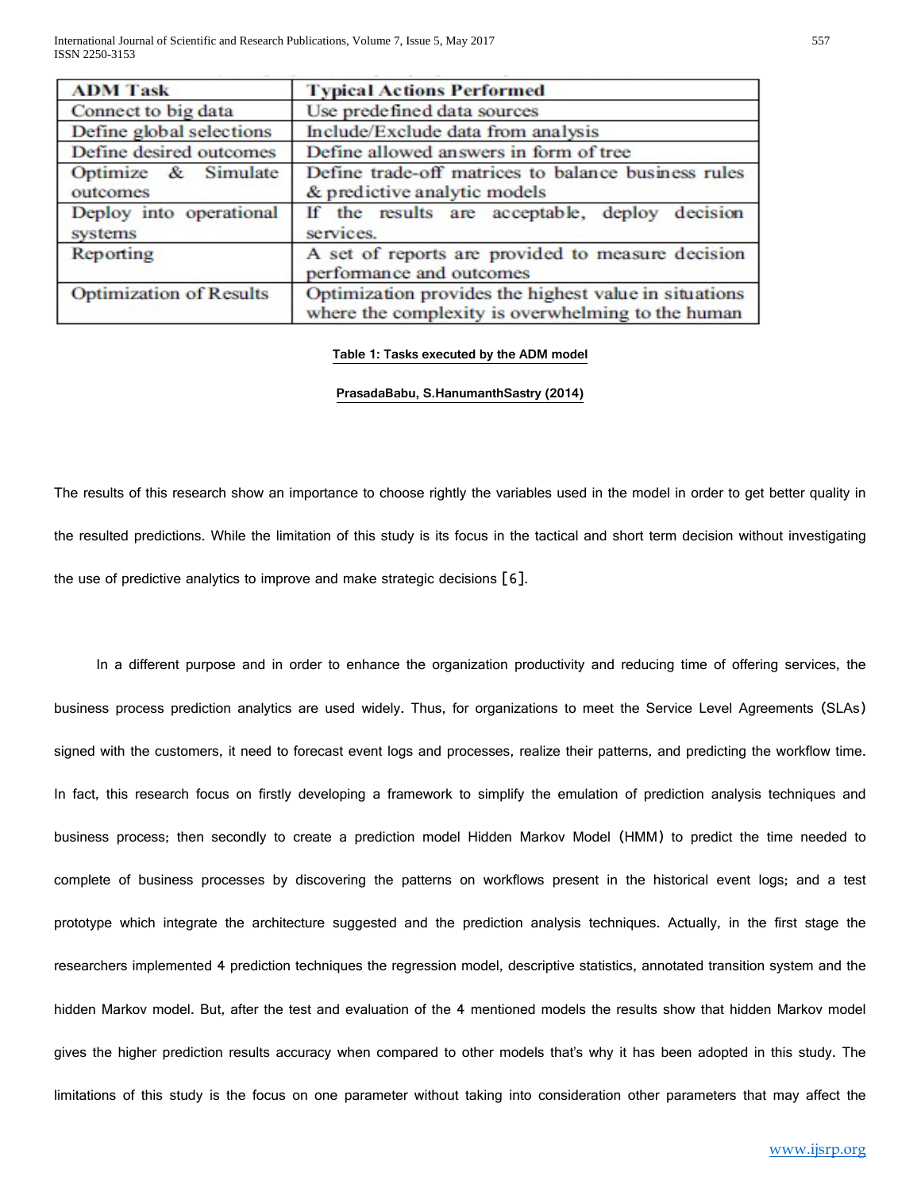| ADM Task | Typical Actions Performed |
|---|---|
| Connect to big data | Use predefined data sources |
| Define global selections | Include/Exclude data from analysis |
| Define desired outcomes | Define allowed answers in form of tree |
| Optimize & Simulate outcomes | Define trade-off matrices to balance business rules & predictive analytic models |
| Deploy into operational systems | If the results are acceptable, deploy decision services. |
| Reporting | A set of reports are provided to measure decision performance and outcomes |
| Optimization of Results | Optimization provides the highest value in situations where the complexity is overwhelming to the human |

**Table 1: Tasks executed by the ADM model**

**PrasadaBabu, S.HanumanthSastry (2014)**

The results of this research show an importance to choose rightly the variables used in the model in order to get better quality in the resulted predictions. While the limitation of this study is its focus in the tactical and short term decision without investigating the use of predictive analytics to improve and make strategic decisions [6].

In a different purpose and in order to enhance the organization productivity and reducing time of offering services, the business process prediction analytics are used widely. Thus, for organizations to meet the Service Level Agreements (SLAs) signed with the customers, it need to forecast event logs and processes, realize their patterns, and predicting the workflow time. In fact, this research focus on firstly developing a framework to simplify the emulation of prediction analysis techniques and business process; then secondly to create a prediction model Hidden Markov Model (HMM) to predict the time needed to complete of business processes by discovering the patterns on workflows present in the historical event logs; and a test prototype which integrate the architecture suggested and the prediction analysis techniques. Actually, in the first stage the researchers implemented 4 prediction techniques the regression model, descriptive statistics, annotated transition system and the hidden Markov model. But, after the test and evaluation of the 4 mentioned models the results show that hidden Markov model gives the higher prediction results accuracy when compared to other models that's why it has been adopted in this study. The limitations of this study is the focus on one parameter without taking into consideration other parameters that may affect the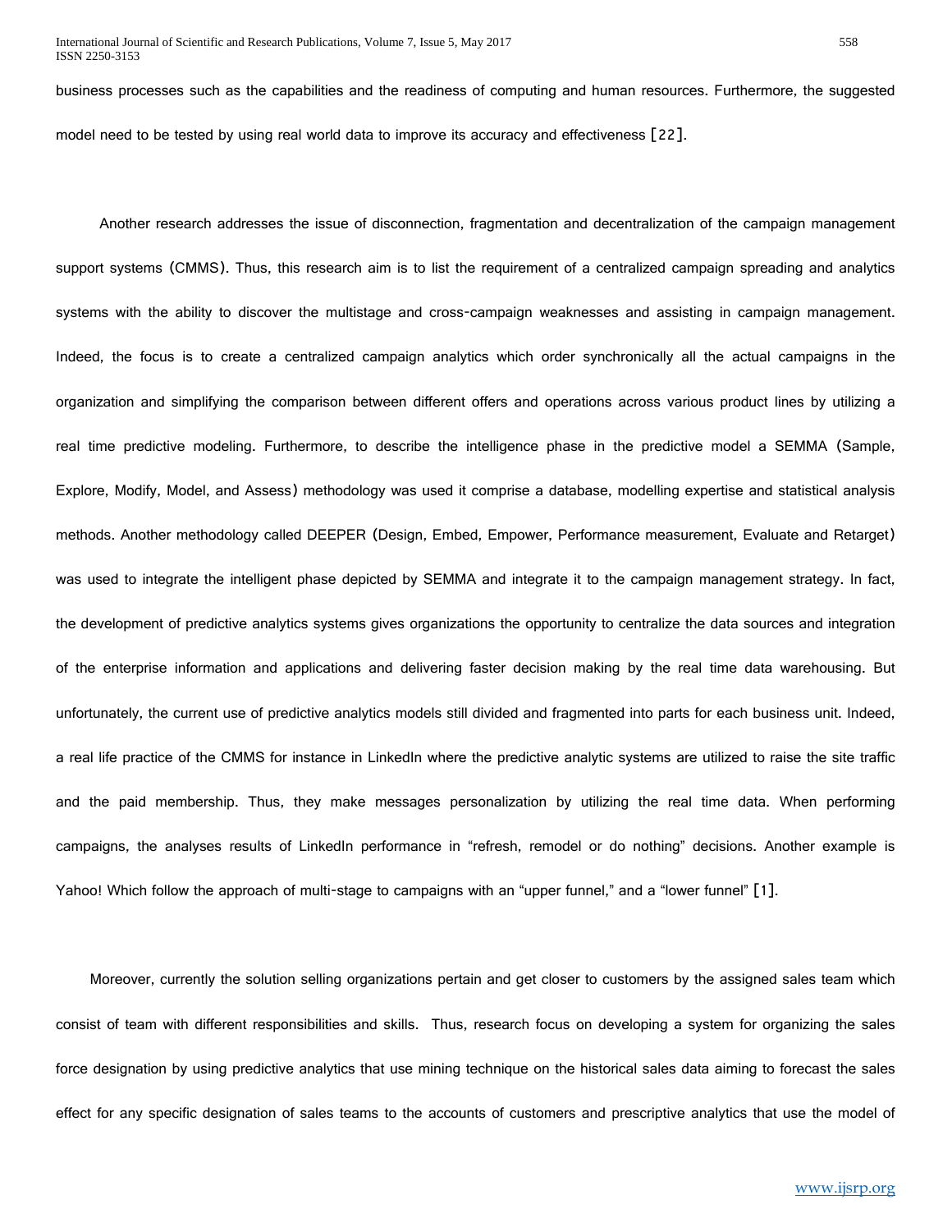business processes such as the capabilities and the readiness of computing and human resources. Furthermore, the suggested model need to be tested by using real world data to improve its accuracy and effectiveness [22].

Another research addresses the issue of disconnection, fragmentation and decentralization of the campaign management support systems (CMMS). Thus, this research aim is to list the requirement of a centralized campaign spreading and analytics systems with the ability to discover the multistage and cross-campaign weaknesses and assisting in campaign management. Indeed, the focus is to create a centralized campaign analytics which order synchronically all the actual campaigns in the organization and simplifying the comparison between different offers and operations across various product lines by utilizing a real time predictive modeling. Furthermore, to describe the intelligence phase in the predictive model a SEMMA (Sample, Explore, Modify, Model, and Assess) methodology was used it comprise a database, modelling expertise and statistical analysis methods. Another methodology called DEEPER (Design, Embed, Empower, Performance measurement, Evaluate and Retarget) was used to integrate the intelligent phase depicted by SEMMA and integrate it to the campaign management strategy. In fact, the development of predictive analytics systems gives organizations the opportunity to centralize the data sources and integration of the enterprise information and applications and delivering faster decision making by the real time data warehousing. But unfortunately, the current use of predictive analytics models still divided and fragmented into parts for each business unit. Indeed, a real life practice of the CMMS for instance in LinkedIn where the predictive analytic systems are utilized to raise the site traffic and the paid membership. Thus, they make messages personalization by utilizing the real time data. When performing campaigns, the analyses results of LinkedIn performance in "refresh, remodel or do nothing" decisions. Another example is Yahoo! Which follow the approach of multi-stage to campaigns with an "upper funnel," and a "lower funnel" [1].

Moreover, currently the solution selling organizations pertain and get closer to customers by the assigned sales team which consist of team with different responsibilities and skills. Thus, research focus on developing a system for organizing the sales force designation by using predictive analytics that use mining technique on the historical sales data aiming to forecast the sales effect for any specific designation of sales teams to the accounts of customers and prescriptive analytics that use the model of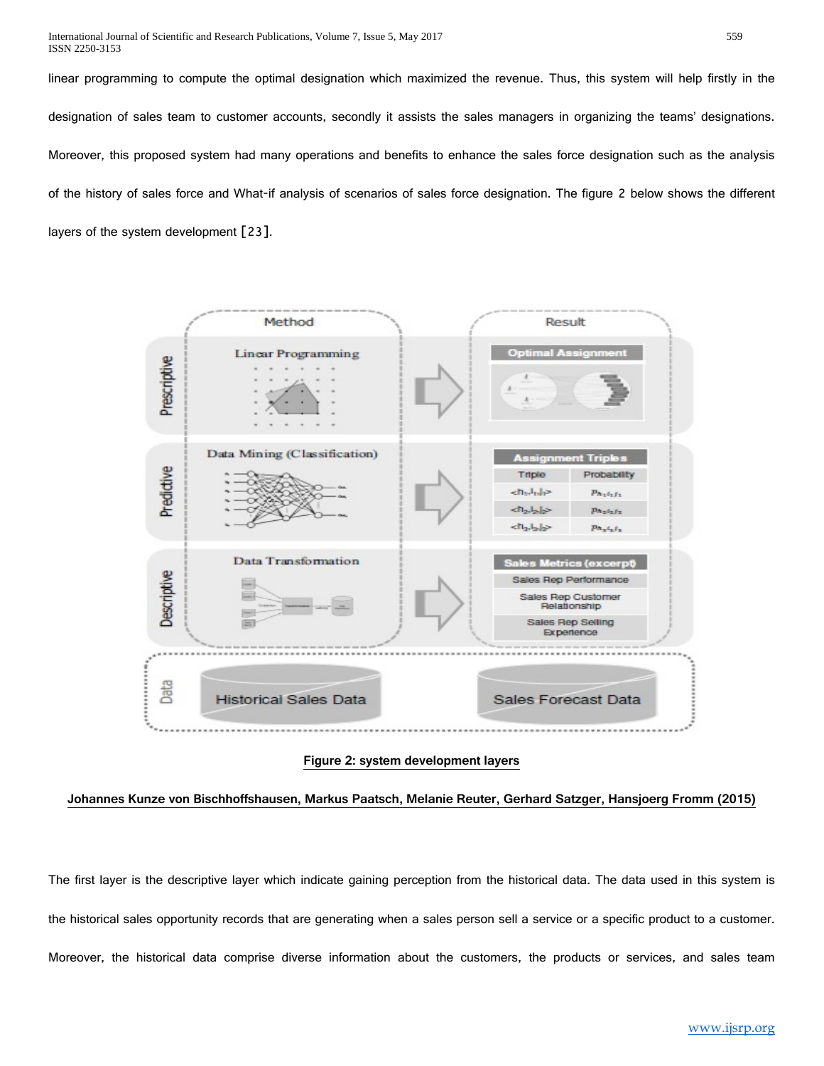linear programming to compute the optimal designation which maximized the revenue. Thus, this system will help firstly in the designation of sales team to customer accounts, secondly it assists the sales managers in organizing the teams' designations. Moreover, this proposed system had many operations and benefits to enhance the sales force designation such as the analysis of the history of sales force and What-if analysis of scenarios of sales force designation. The figure 2 below shows the different layers of the system development [23].

**Figure 2: system development layers**

**Johannes Kunze von Bischhoffshausen, Markus Paatsch, Melanie Reuter, Gerhard Satzger, Hansjoerg Fromm (2015)**

The first layer is the descriptive layer which indicate gaining perception from the historical data. The data used in this system is the historical sales opportunity records that are generating when a sales person sell a service or a specific product to a customer. Moreover, the historical data comprise diverse information about the customers, the products or services, and sales team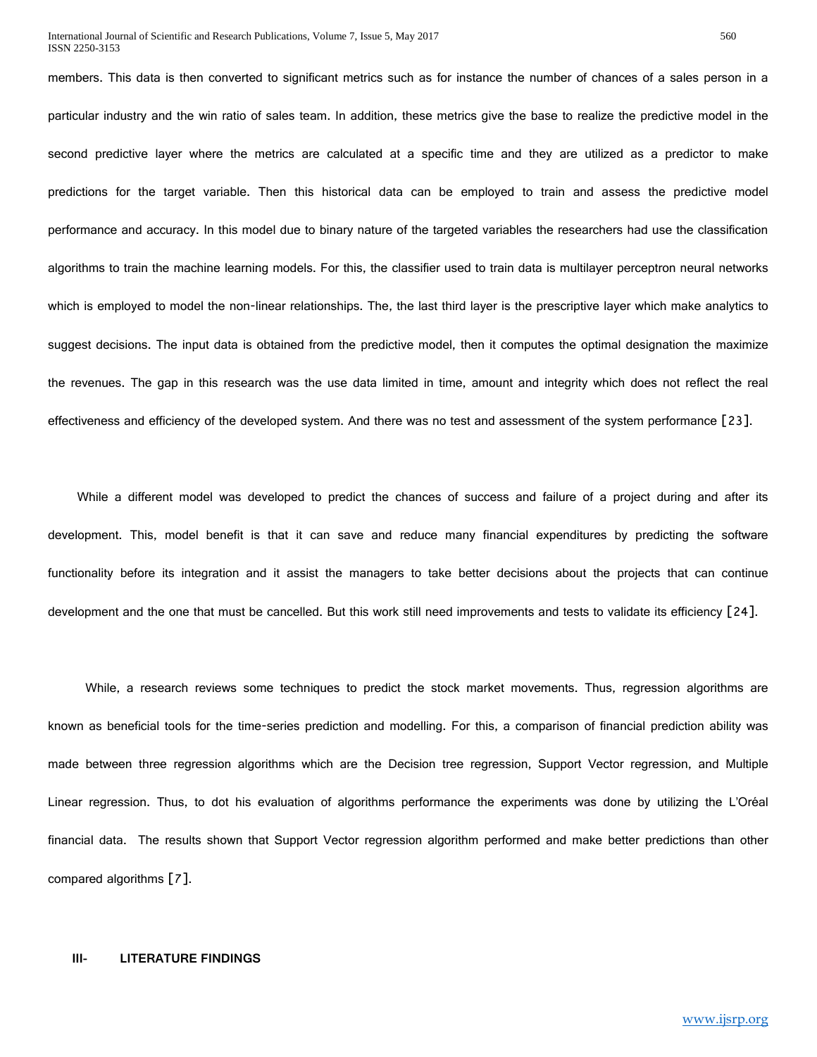members. This data is then converted to significant metrics such as for instance the number of chances of a sales person in a particular industry and the win ratio of sales team. In addition, these metrics give the base to realize the predictive model in the second predictive layer where the metrics are calculated at a specific time and they are utilized as a predictor to make predictions for the target variable. Then this historical data can be employed to train and assess the predictive model performance and accuracy. In this model due to binary nature of the targeted variables the researchers had use the classification algorithms to train the machine learning models. For this, the classifier used to train data is multilayer perceptron neural networks which is employed to model the non-linear relationships. The, the last third layer is the prescriptive layer which make analytics to suggest decisions. The input data is obtained from the predictive model, then it computes the optimal designation the maximize the revenues. The gap in this research was the use data limited in time, amount and integrity which does not reflect the real effectiveness and efficiency of the developed system. And there was no test and assessment of the system performance [23].

While a different model was developed to predict the chances of success and failure of a project during and after its development. This, model benefit is that it can save and reduce many financial expenditures by predicting the software functionality before its integration and it assist the managers to take better decisions about the projects that can continue development and the one that must be cancelled. But this work still need improvements and tests to validate its efficiency [24].

While, a research reviews some techniques to predict the stock market movements. Thus, regression algorithms are known as beneficial tools for the time-series prediction and modelling. For this, a comparison of financial prediction ability was made between three regression algorithms which are the Decision tree regression, Support Vector regression, and Multiple Linear regression. Thus, to dot his evaluation of algorithms performance the experiments was done by utilizing the L'Oréal financial data. The results shown that Support Vector regression algorithm performed and make better predictions than other compared algorithms [7].

## III- LITERATURE FINDINGS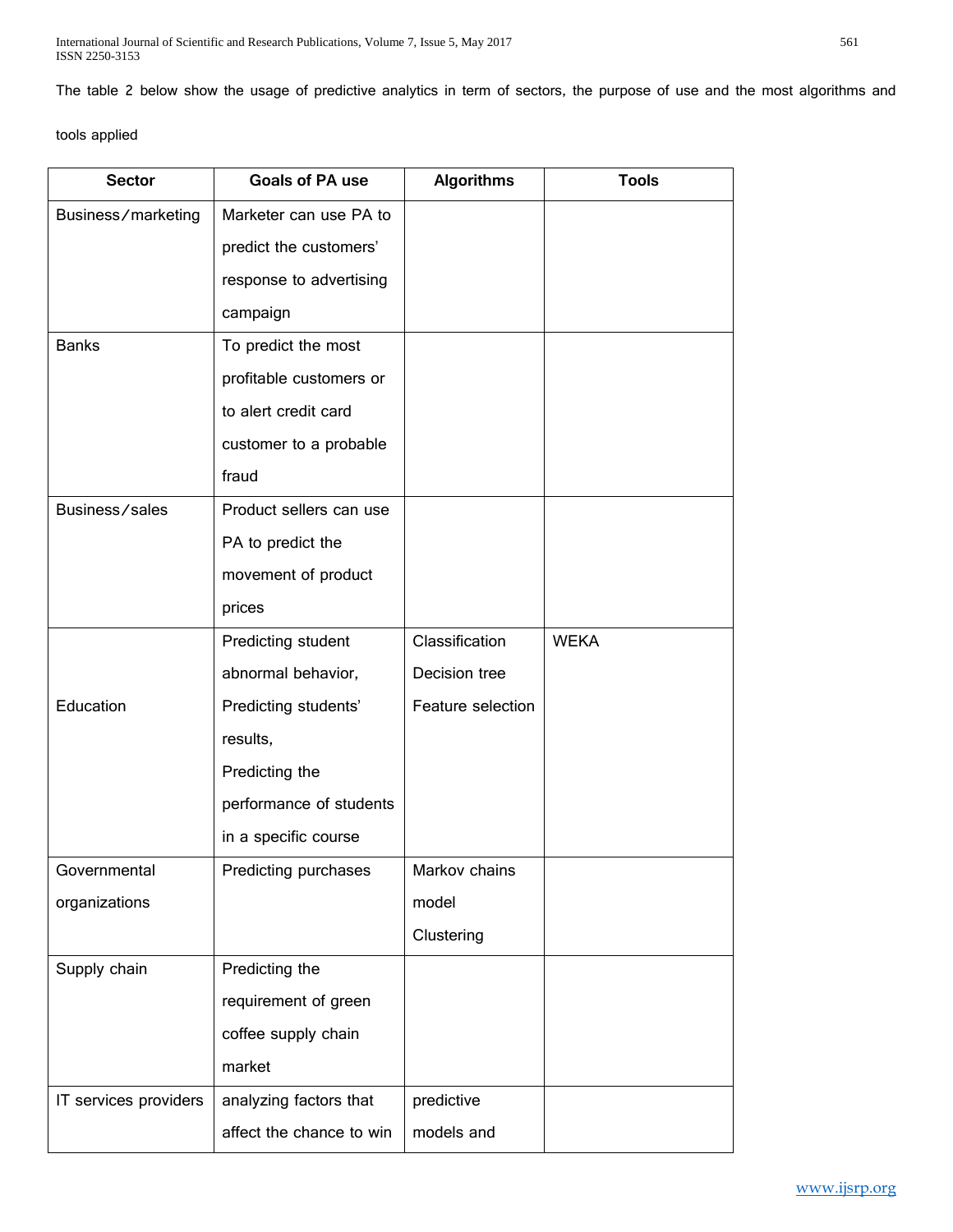The table 2 below show the usage of predictive analytics in term of sectors, the purpose of use and the most algorithms and tools applied

| Sector | Goals of PA use | Algorithms | Tools |
|---|---|---|---|
| Business/marketing | Marketer can use PA to predict the customers' response to advertising campaign | | |
| Banks | To predict the most profitable customers or to alert credit card customer to a probable fraud | | |
| Business/sales | Product sellers can use PA to predict the movement of product prices | | |
| Education | Predicting student abnormal behavior, Predicting students' results, Predicting the performance of students in a specific course | Classification Decision tree Feature selection | WEKA |
| Governmental organizations | Predicting purchases | Markov chains model Clustering | |
| Supply chain | Predicting the requirement of green coffee supply chain market | | |
| IT services providers | analyzing factors that affect the chance to win | predictive models and | |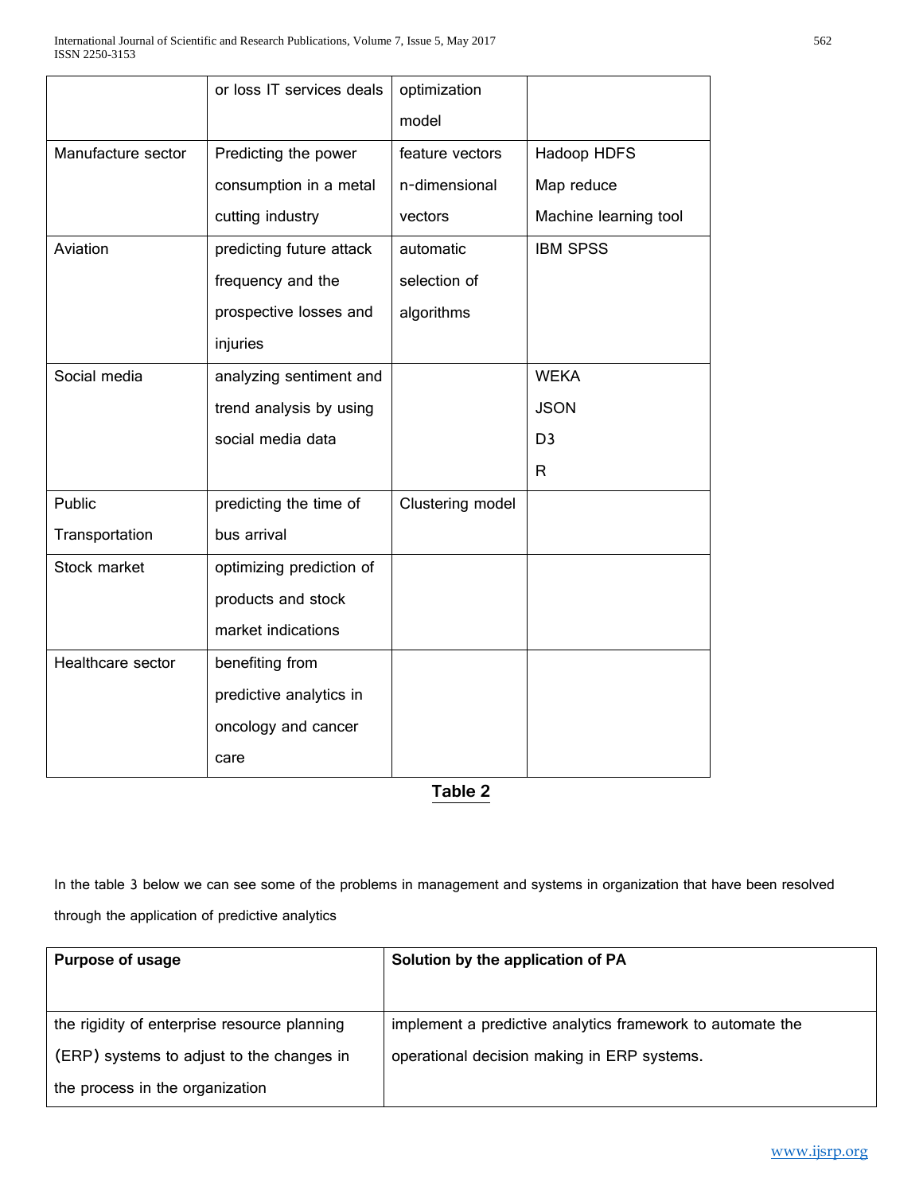|  |  |  |  |
|---|---|---|---|
|  | or loss IT services deals | optimization model |  |
| Manufacture sector | Predicting the power consumption in a metal cutting industry | feature vectors n-dimensional vectors | Hadoop HDFS Map reduce Machine learning tool |
| Aviation | predicting future attack frequency and the prospective losses and injuries | automatic selection of algorithms | IBM SPSS |
| Social media | analyzing sentiment and trend analysis by using social media data |  | WEKA JSON D3 R |
| Public Transportation | predicting the time of bus arrival | Clustering model |  |
| Stock market | optimizing prediction of products and stock market indications |  |  |
| Healthcare sector | benefiting from predictive analytics in oncology and cancer care |  |  |

**Table 2**

In the table 3 below we can see some of the problems in management and systems in organization that have been resolved through the application of predictive analytics

| Purpose of usage | Solution by the application of PA |
|---|---|
| the rigidity of enterprise resource planning (ERP) systems to adjust to the changes in the process in the organization | implement a predictive analytics framework to automate the operational decision making in ERP systems. |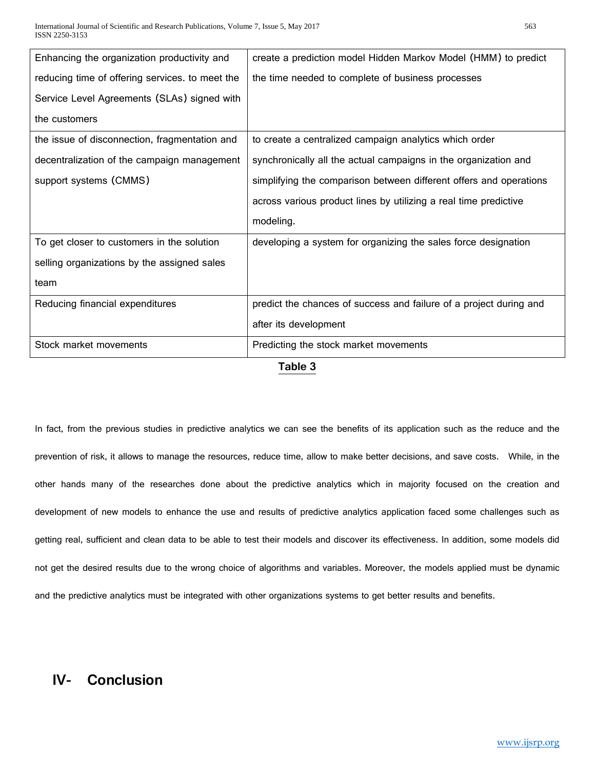| | |
|---|---|
| Enhancing the organization productivity and reducing time of offering services. to meet the Service Level Agreements (SLAs) signed with the customers | create a prediction model Hidden Markov Model (HMM) to predict the time needed to complete of business processes |
| the issue of disconnection, fragmentation and decentralization of the campaign management support systems (CMMS) | to create a centralized campaign analytics which order synchronically all the actual campaigns in the organization and simplifying the comparison between different offers and operations across various product lines by utilizing a real time predictive modeling. |
| To get closer to customers in the solution selling organizations by the assigned sales team | developing a system for organizing the sales force designation |
| Reducing financial expenditures | predict the chances of success and failure of a project during and after its development |
| Stock market movements | Predicting the stock market movements |

**Table 3**

In fact, from the previous studies in predictive analytics we can see the benefits of its application such as the reduce and the prevention of risk, it allows to manage the resources, reduce time, allow to make better decisions, and save costs. While, in the other hands many of the researches done about the predictive analytics which in majority focused on the creation and development of new models to enhance the use and results of predictive analytics application faced some challenges such as getting real, sufficient and clean data to be able to test their models and discover its effectiveness. In addition, some models did not get the desired results due to the wrong choice of algorithms and variables. Moreover, the models applied must be dynamic and the predictive analytics must be integrated with other organizations systems to get better results and benefits.

## IV- Conclusion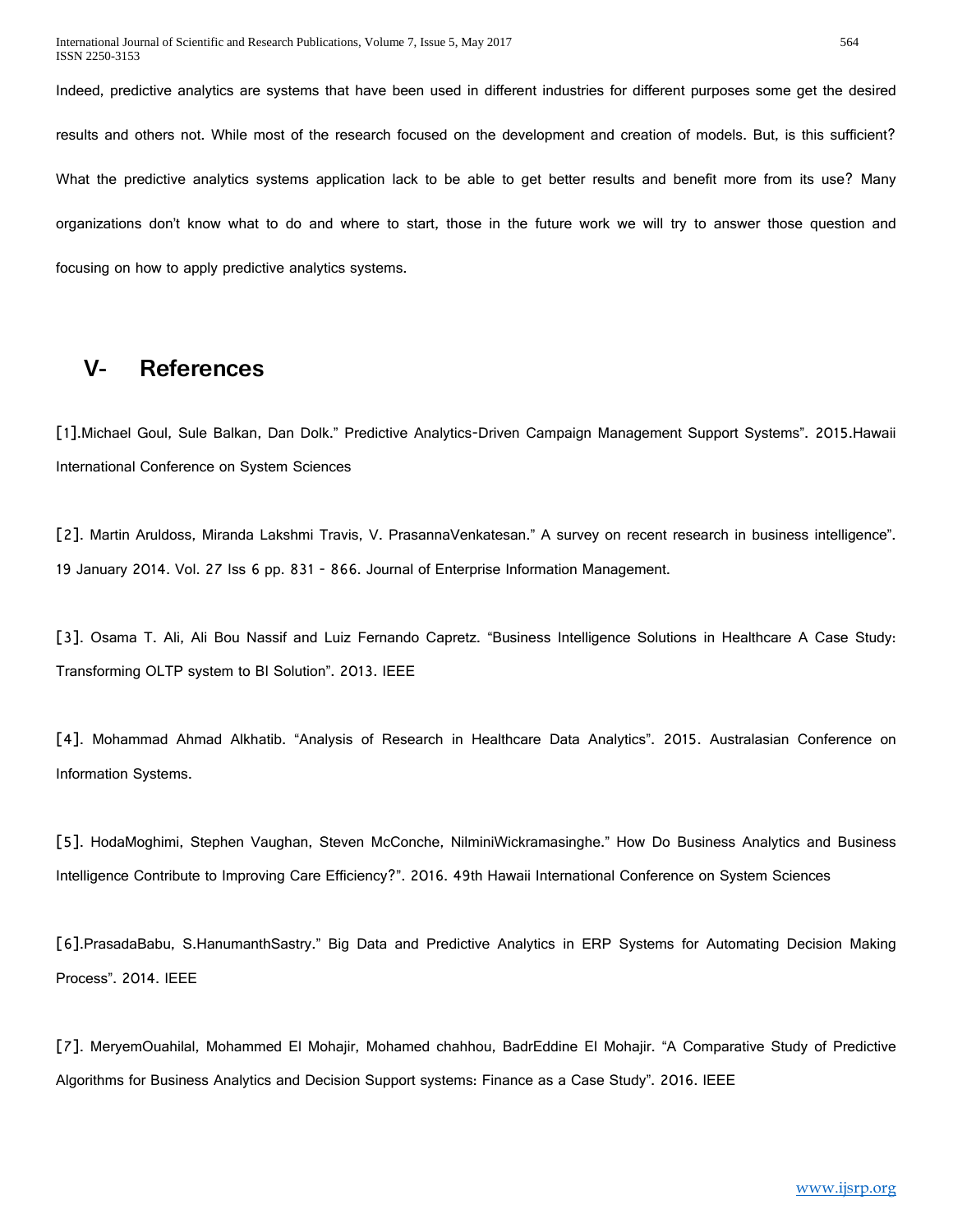Indeed, predictive analytics are systems that have been used in different industries for different purposes some get the desired results and others not. While most of the research focused on the development and creation of models. But, is this sufficient? What the predictive analytics systems application lack to be able to get better results and benefit more from its use? Many organizations don't know what to do and where to start, those in the future work we will try to answer those question and focusing on how to apply predictive analytics systems.

## V- References

[1].Michael Goul, Sule Balkan, Dan Dolk." Predictive Analytics-Driven Campaign Management Support Systems". 2015.Hawaii International Conference on System Sciences

[2]. Martin Aruldoss, Miranda Lakshmi Travis, V. PrasannaVenkatesan." A survey on recent research in business intelligence". 19 January 2014. Vol. 27 Iss 6 pp. 831 - 866. Journal of Enterprise Information Management.

[3]. Osama T. Ali, Ali Bou Nassif and Luiz Fernando Capretz. "Business Intelligence Solutions in Healthcare A Case Study: Transforming OLTP system to BI Solution". 2013. IEEE

[4]. Mohammad Ahmad Alkhatib. "Analysis of Research in Healthcare Data Analytics". 2015. Australasian Conference on Information Systems.

[5]. HodaMoghimi, Stephen Vaughan, Steven McConche, NilminiWickramasinghe." How Do Business Analytics and Business Intelligence Contribute to Improving Care Efficiency?". 2016. 49th Hawaii International Conference on System Sciences

[6].PrasadaBabu, S.HanumanthSastry." Big Data and Predictive Analytics in ERP Systems for Automating Decision Making Process". 2014. IEEE

[7]. MeryemOuahilal, Mohammed El Mohajir, Mohamed chahhou, BadrEddine El Mohajir. "A Comparative Study of Predictive Algorithms for Business Analytics and Decision Support systems: Finance as a Case Study". 2016. IEEE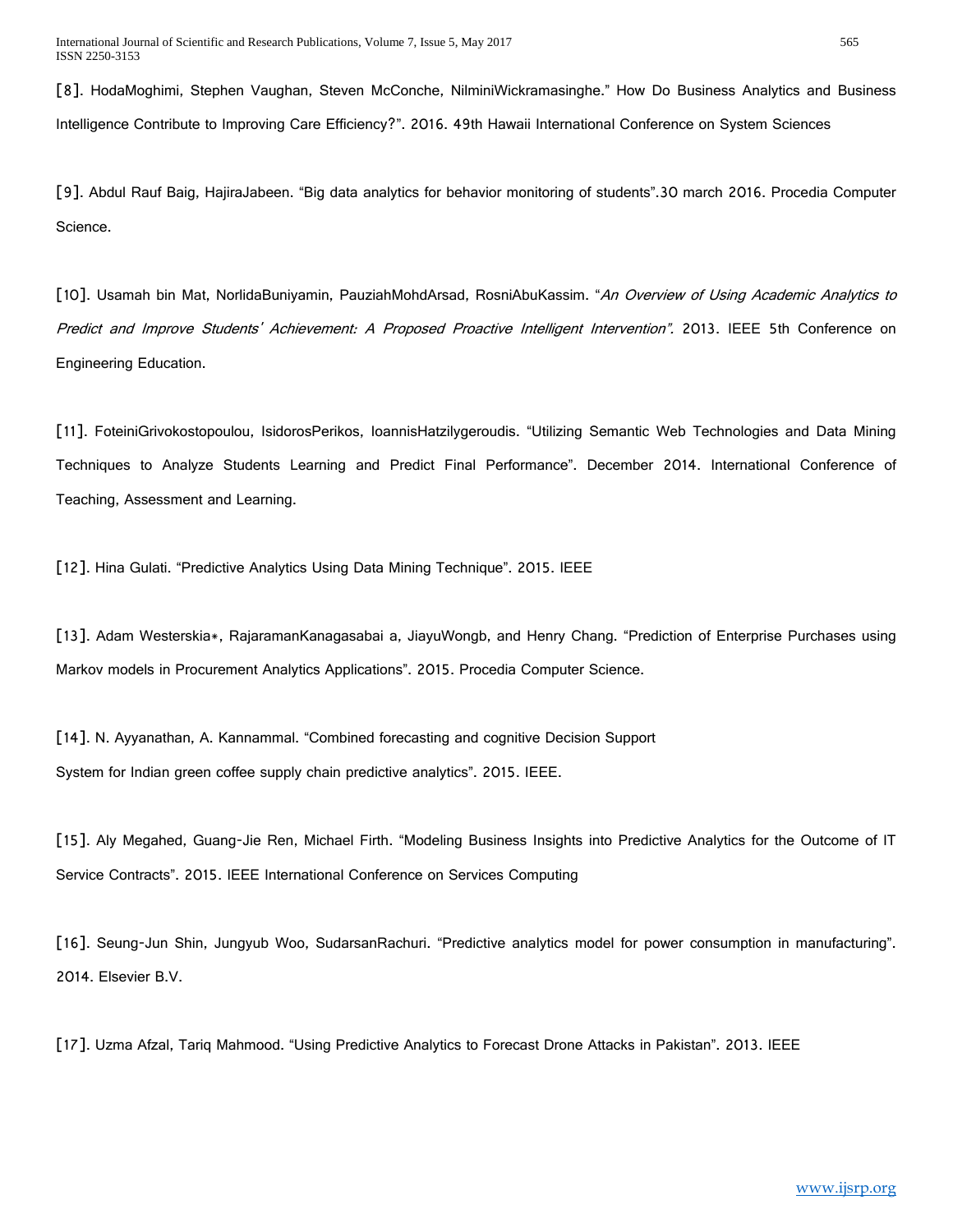[8]. HodaMoghimi, Stephen Vaughan, Steven McConche, NilminiWickramasinghe." How Do Business Analytics and Business Intelligence Contribute to Improving Care Efficiency?". 2016. 49th Hawaii International Conference on System Sciences

[9]. Abdul Rauf Baig, HajiraJabeen. "Big data analytics for behavior monitoring of students".30 march 2016. Procedia Computer Science.

[10]. Usamah bin Mat, NorlidaBuniyamin, PauziahMohdArsad, RosniAbuKassim. "*An Overview of Using Academic Analytics to Predict and Improve Students' Achievement: A Proposed Proactive Intelligent Intervention".* 2013. IEEE 5th Conference on Engineering Education.

[11]. FoteiniGrivokostopoulou, IsidorosPerikos, IoannisHatzilygeroudis. "Utilizing Semantic Web Technologies and Data Mining Techniques to Analyze Students Learning and Predict Final Performance". December 2014. International Conference of Teaching, Assessment and Learning.

[12]. Hina Gulati. "Predictive Analytics Using Data Mining Technique". 2015. IEEE

[13]. Adam Westerskia*, RajaramanKanagasabai a, JiayuWongb, and Henry Chang. "Prediction of Enterprise Purchases using Markov models in Procurement Analytics Applications". 2015. Procedia Computer Science.

[14]. N. Ayyanathan, A. Kannammal. "Combined forecasting and cognitive Decision Support System for Indian green coffee supply chain predictive analytics". 2015. IEEE.

[15]. Aly Megahed, Guang-Jie Ren, Michael Firth. "Modeling Business Insights into Predictive Analytics for the Outcome of IT Service Contracts". 2015. IEEE International Conference on Services Computing

[16]. Seung-Jun Shin, Jungyub Woo, SudarsanRachuri. "Predictive analytics model for power consumption in manufacturing". 2014. Elsevier B.V.

[17]. Uzma Afzal, Tariq Mahmood. "Using Predictive Analytics to Forecast Drone Attacks in Pakistan". 2013. IEEE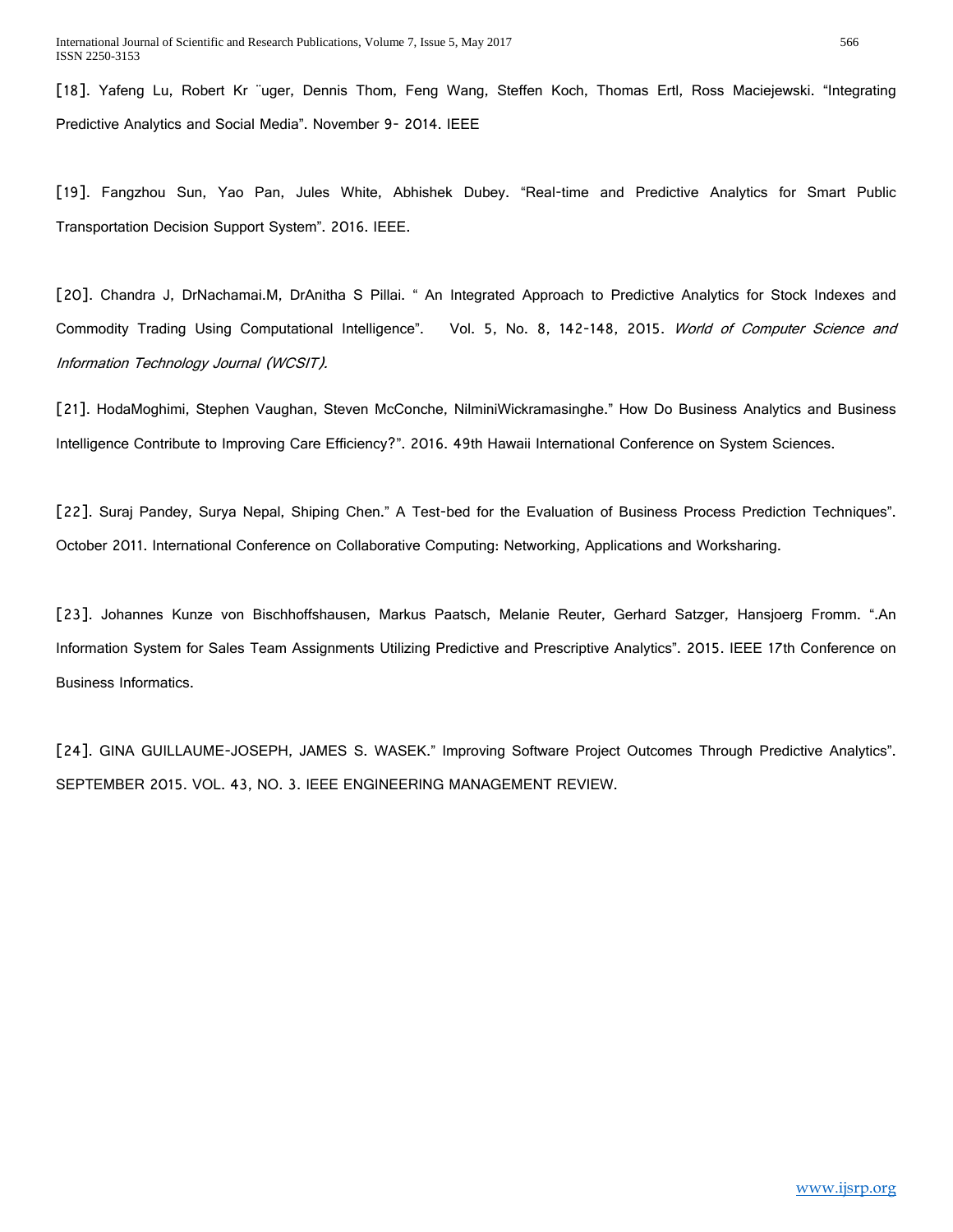[18]. Yafeng Lu, Robert Kr ¨uger, Dennis Thom, Feng Wang, Steffen Koch, Thomas Ertl, Ross Maciejewski. "Integrating Predictive Analytics and Social Media". November 9- 2014. IEEE

[19]. Fangzhou Sun, Yao Pan, Jules White, Abhishek Dubey. "Real-time and Predictive Analytics for Smart Public Transportation Decision Support System". 2016. IEEE.

[20]. Chandra J, DrNachamai.M, DrAnitha S Pillai. " An Integrated Approach to Predictive Analytics for Stock Indexes and Commodity Trading Using Computational Intelligence". Vol. 5, No. 8, 142-148, 2015. *World of Computer Science and Information Technology Journal (WCSIT).*

[21]. HodaMoghimi, Stephen Vaughan, Steven McConche, NilminiWickramasinghe." How Do Business Analytics and Business Intelligence Contribute to Improving Care Efficiency?". 2016. 49th Hawaii International Conference on System Sciences.

[22]. Suraj Pandey, Surya Nepal, Shiping Chen." A Test-bed for the Evaluation of Business Process Prediction Techniques". October 2011. International Conference on Collaborative Computing: Networking, Applications and Worksharing.

[23]. Johannes Kunze von Bischhoffshausen, Markus Paatsch, Melanie Reuter, Gerhard Satzger, Hansjoerg Fromm. ".An Information System for Sales Team Assignments Utilizing Predictive and Prescriptive Analytics". 2015. IEEE 17th Conference on Business Informatics.

[24]. GINA GUILLAUME-JOSEPH, JAMES S. WASEK." Improving Software Project Outcomes Through Predictive Analytics". SEPTEMBER 2015. VOL. 43, NO. 3. IEEE ENGINEERING MANAGEMENT REVIEW.